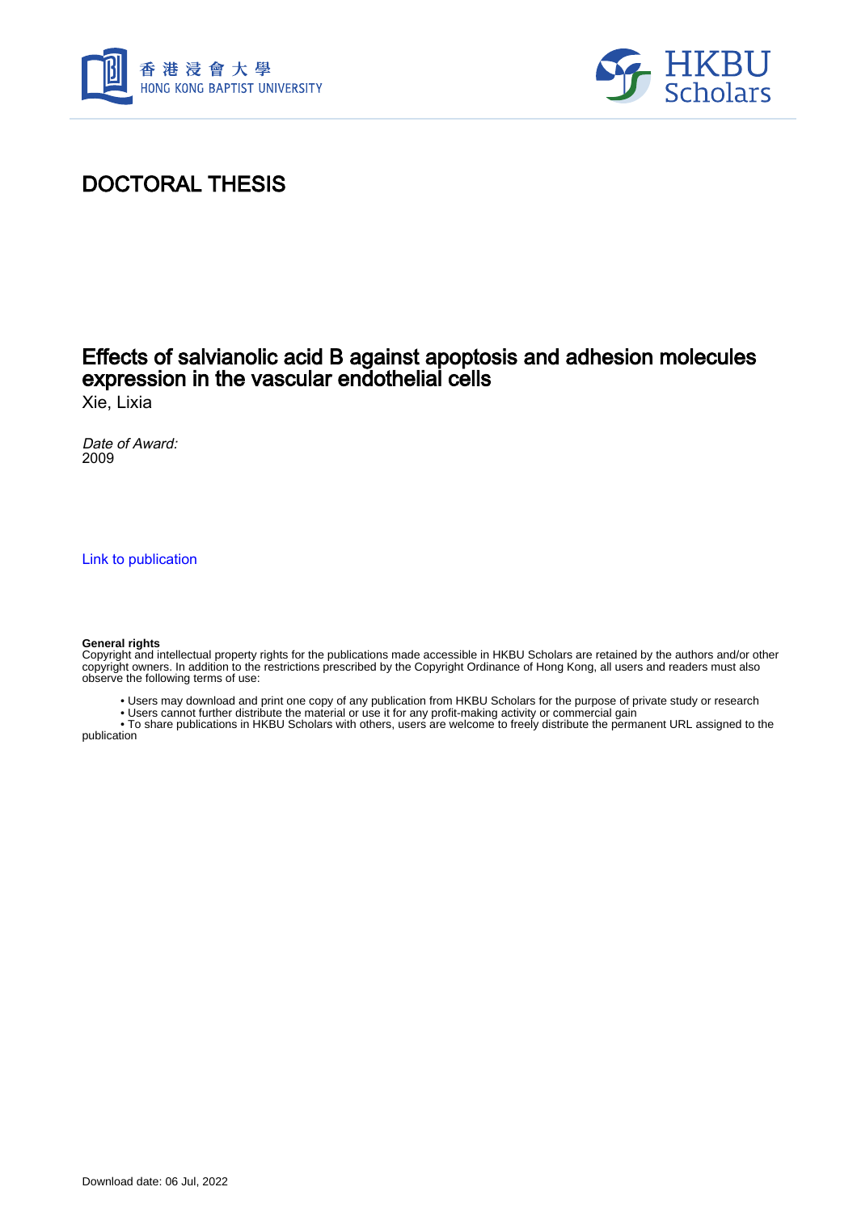# DOCTORAL THESIS

## Effects of salvianolic acid B against apoptosis and adhesion molecules expression in the vascular endothelial cells

Xie, Lixia

*Date of Award:*
2009

Link to publication

**General rights**
Copyright and intellectual property rights for the publications made accessible in HKBU Scholars are retained by the authors and/or other copyright owners. In addition to the restrictions prescribed by the Copyright Ordinance of Hong Kong, all users and readers must also observe the following terms of use:

- Users may download and print one copy of any publication from HKBU Scholars for the purpose of private study or research
- Users cannot further distribute the material or use it for any profit-making activity or commercial gain
- To share publications in HKBU Scholars with others, users are welcome to freely distribute the permanent URL assigned to the publication

Download date: 06 Jul, 2022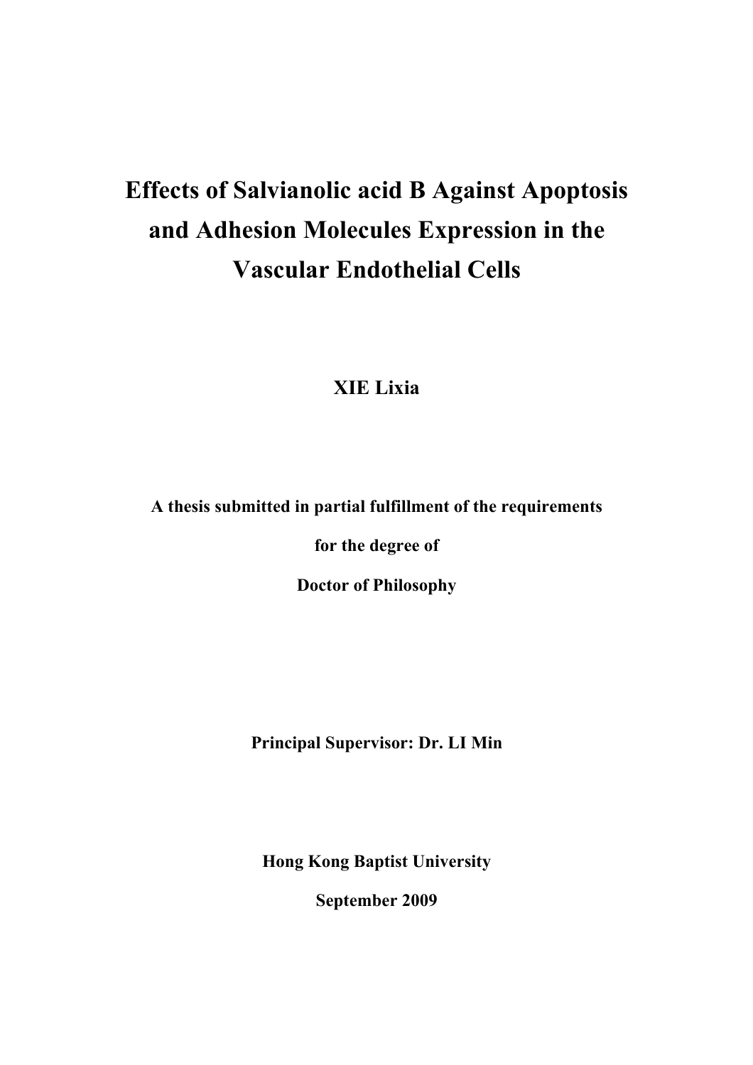# Effects of Salvianolic acid B Against Apoptosis and Adhesion Molecules Expression in the Vascular Endothelial Cells

**XIE Lixia**

**A thesis submitted in partial fulfillment of the requirements**

**for the degree of**

**Doctor of Philosophy**

**Principal Supervisor: Dr. LI Min**

**Hong Kong Baptist University**

**September 2009**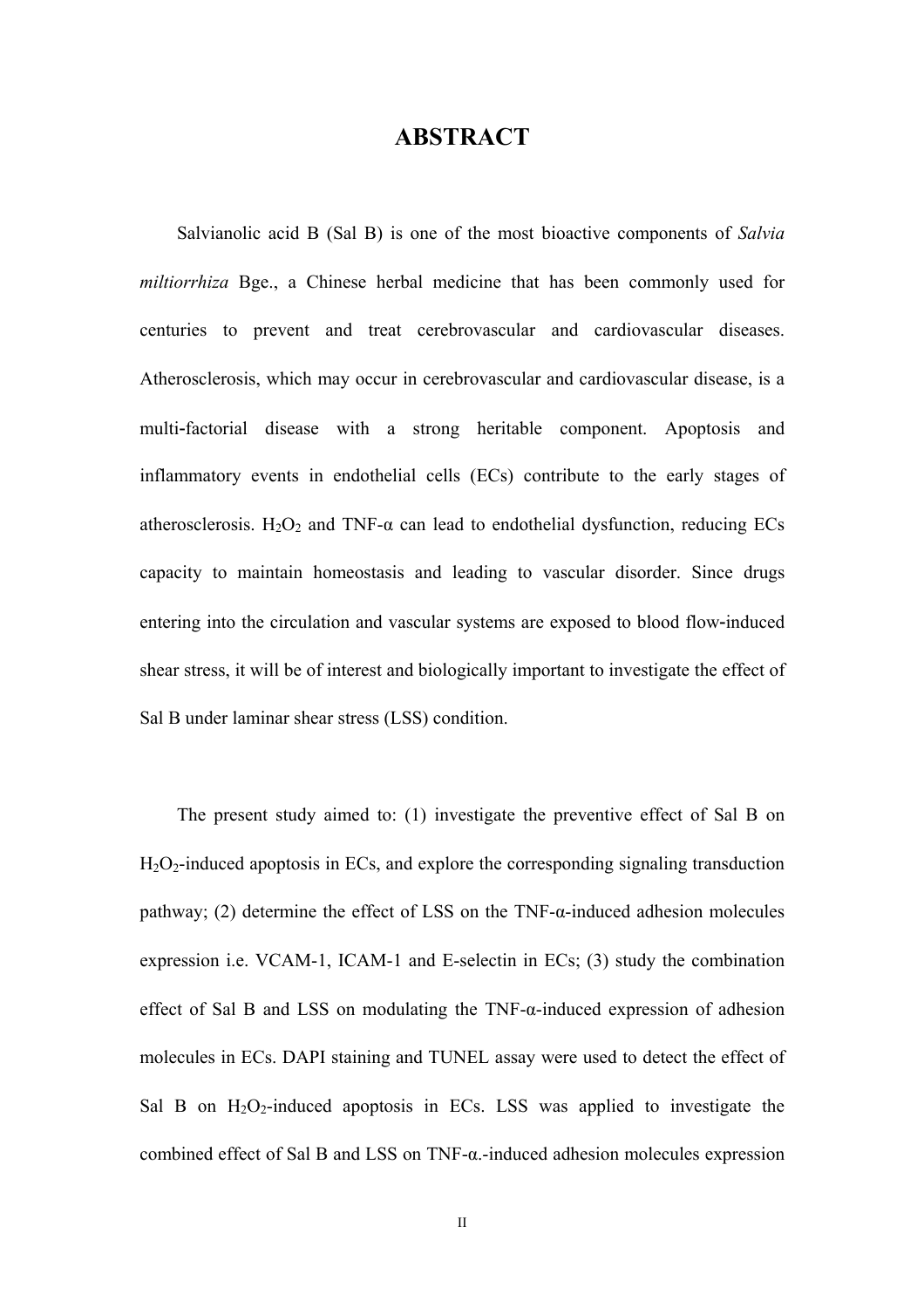# ABSTRACT

Salvianolic acid B (Sal B) is one of the most bioactive components of *Salvia miltiorrhiza* Bge., a Chinese herbal medicine that has been commonly used for centuries to prevent and treat cerebrovascular and cardiovascular diseases. Atherosclerosis, which may occur in cerebrovascular and cardiovascular disease, is a multi-factorial disease with a strong heritable component. Apoptosis and inflammatory events in endothelial cells (ECs) contribute to the early stages of atherosclerosis. $H_2O_2$ and TNF-α can lead to endothelial dysfunction, reducing ECs capacity to maintain homeostasis and leading to vascular disorder. Since drugs entering into the circulation and vascular systems are exposed to blood flow-induced shear stress, it will be of interest and biologically important to investigate the effect of Sal B under laminar shear stress (LSS) condition.

The present study aimed to: (1) investigate the preventive effect of Sal B on $H_2O_2$-induced apoptosis in ECs, and explore the corresponding signaling transduction pathway; (2) determine the effect of LSS on the TNF-α-induced adhesion molecules expression i.e. VCAM-1, ICAM-1 and E-selectin in ECs; (3) study the combination effect of Sal B and LSS on modulating the TNF-α-induced expression of adhesion molecules in ECs. DAPI staining and TUNEL assay were used to detect the effect of Sal B on $H_2O_2$-induced apoptosis in ECs. LSS was applied to investigate the combined effect of Sal B and LSS on TNF-α.-induced adhesion molecules expression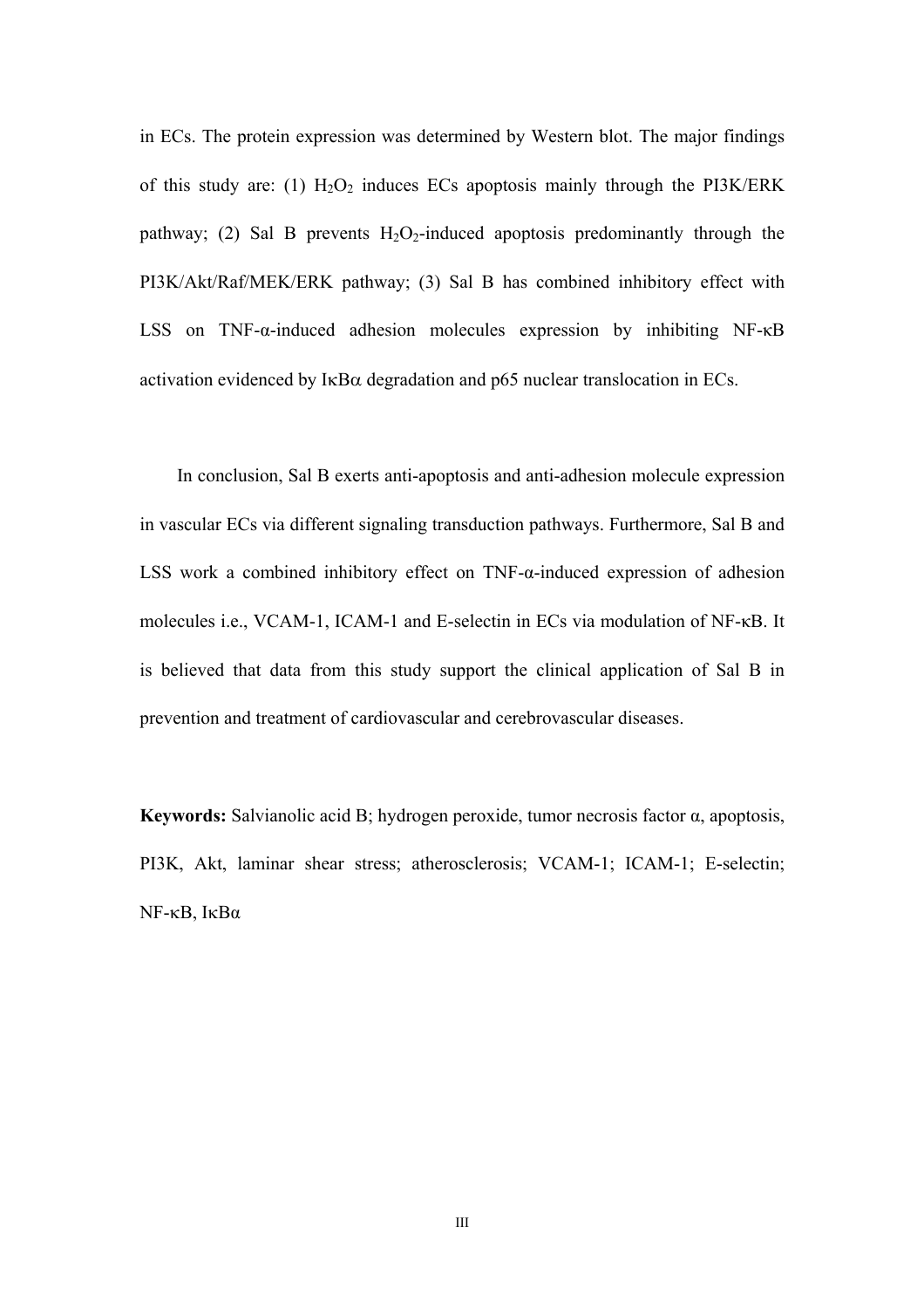in ECs. The protein expression was determined by Western blot. The major findings of this study are: (1) $H_2O_2$ induces ECs apoptosis mainly through the PI3K/ERK pathway; (2) Sal B prevents $H_2O_2$-induced apoptosis predominantly through the PI3K/Akt/Raf/MEK/ERK pathway; (3) Sal B has combined inhibitory effect with LSS on TNF-α-induced adhesion molecules expression by inhibiting NF-κB activation evidenced by IκBα degradation and p65 nuclear translocation in ECs.

In conclusion, Sal B exerts anti-apoptosis and anti-adhesion molecule expression in vascular ECs via different signaling transduction pathways. Furthermore, Sal B and LSS work a combined inhibitory effect on TNF-α-induced expression of adhesion molecules i.e., VCAM-1, ICAM-1 and E-selectin in ECs via modulation of NF-κB. It is believed that data from this study support the clinical application of Sal B in prevention and treatment of cardiovascular and cerebrovascular diseases.

**Keywords:** Salvianolic acid B; hydrogen peroxide, tumor necrosis factor α, apoptosis, PI3K, Akt, laminar shear stress; atherosclerosis; VCAM-1; ICAM-1; E-selectin; NF-κB, IκBα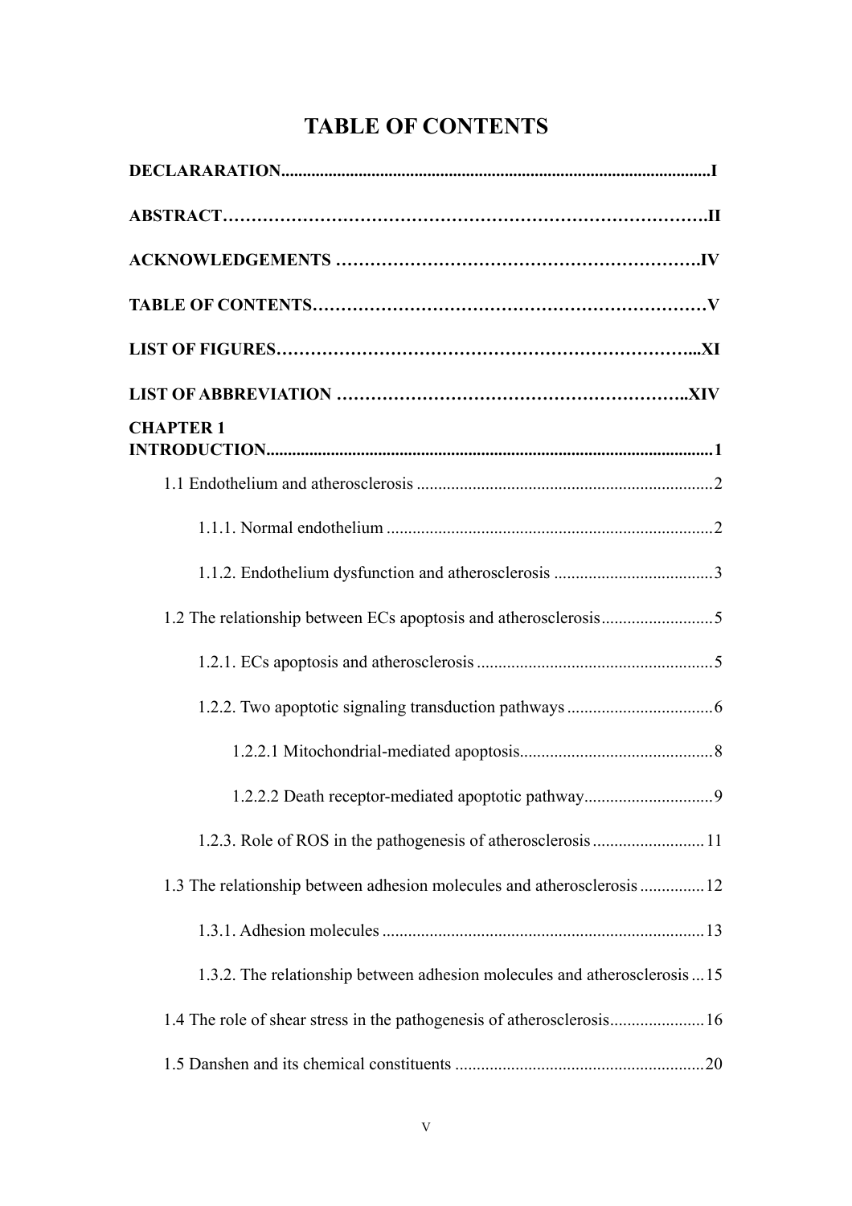# TABLE OF CONTENTS

**DECLARARATION................................................................................................I**

**ABSTRACT…………………………………………………………………………II**

**ACKNOWLEDGEMENTS ……………………………………………………….IV**

**TABLE OF CONTENTS……………………………………………………………V**

**LIST OF FIGURES…………………………………………………………………...XI**

**LIST OF ABBREVIATION ……………………………………………………..XIV**

**CHAPTER 1**
**INTRODUCTION...................................................................................................1**

1.1 Endothelium and atherosclerosis ....................................................................2

1.1.1. Normal endothelium ...........................................................................2

1.1.2. Endothelium dysfunction and atherosclerosis .....................................3

1.2 The relationship between ECs apoptosis and atherosclerosis..........................5

1.2.1. ECs apoptosis and atherosclerosis .......................................................5

1.2.2. Two apoptotic signaling transduction pathways ..................................6

1.2.2.1 Mitochondrial-mediated apoptosis.............................................8

1.2.2.2 Death receptor-mediated apoptotic pathway..............................9

1.2.3. Role of ROS in the pathogenesis of atherosclerosis ..........................11

1.3 The relationship between adhesion molecules and atherosclerosis ...............12

1.3.1. Adhesion molecules ...........................................................................13

1.3.2. The relationship between adhesion molecules and atherosclerosis ...15

1.4 The role of shear stress in the pathogenesis of atherosclerosis......................16

1.5 Danshen and its chemical constituents ..........................................................20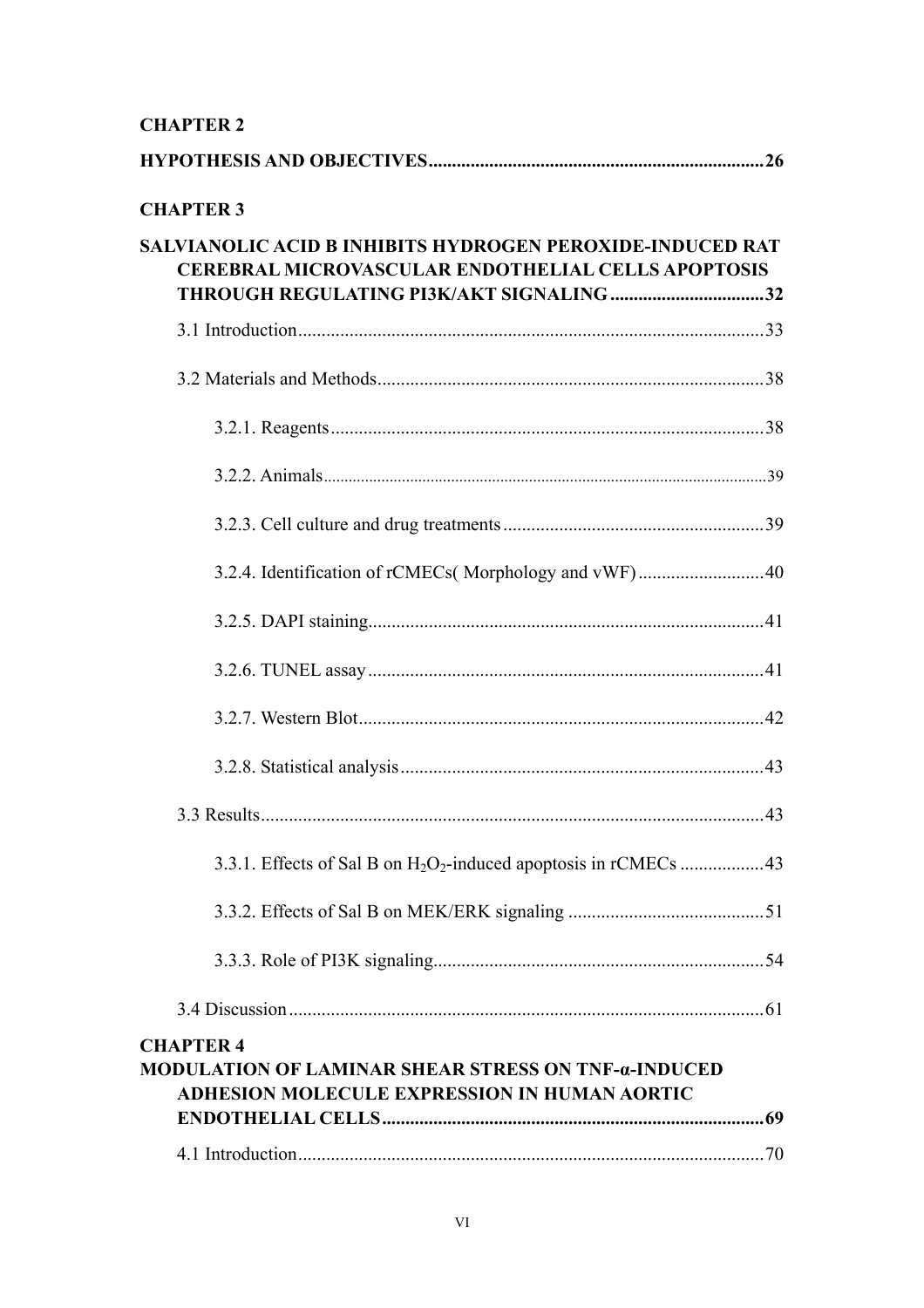**CHAPTER 2**

**HYPOTHESIS AND OBJECTIVES........................................................................26**

**CHAPTER 3**

**SALVIANOLIC ACID B INHIBITS HYDROGEN PEROXIDE-INDUCED RAT CEREBRAL MICROVASCULAR ENDOTHELIAL CELLS APOPTOSIS THROUGH REGULATING PI3K/AKT SIGNALING.................................32**

3.1 Introduction...................................................................................................33

3.2 Materials and Methods..................................................................................38

3.2.1. Reagents............................................................................................38

3.2.2. Animals.............................................................................................39

3.2.3. Cell culture and drug treatments........................................................39

3.2.4. Identification of rCMECs( Morphology and vWF)...........................40

3.2.5. DAPI staining.....................................................................................41

3.2.6. TUNEL assay.....................................................................................41

3.2.7. Western Blot.......................................................................................42

3.2.8. Statistical analysis..............................................................................43

3.3 Results............................................................................................................43

3.3.1. Effects of Sal B on $H_2O_2$-induced apoptosis in rCMECs..................43

3.3.2. Effects of Sal B on MEK/ERK signaling...........................................51

3.3.3. Role of PI3K signaling.......................................................................54

3.4 Discussion......................................................................................................61

**CHAPTER 4**

**MODULATION OF LAMINAR SHEAR STRESS ON TNF-α-INDUCED ADHESION MOLECULE EXPRESSION IN HUMAN AORTIC ENDOTHELIAL CELLS..................................................................................69**

4.1 Introduction...................................................................................................70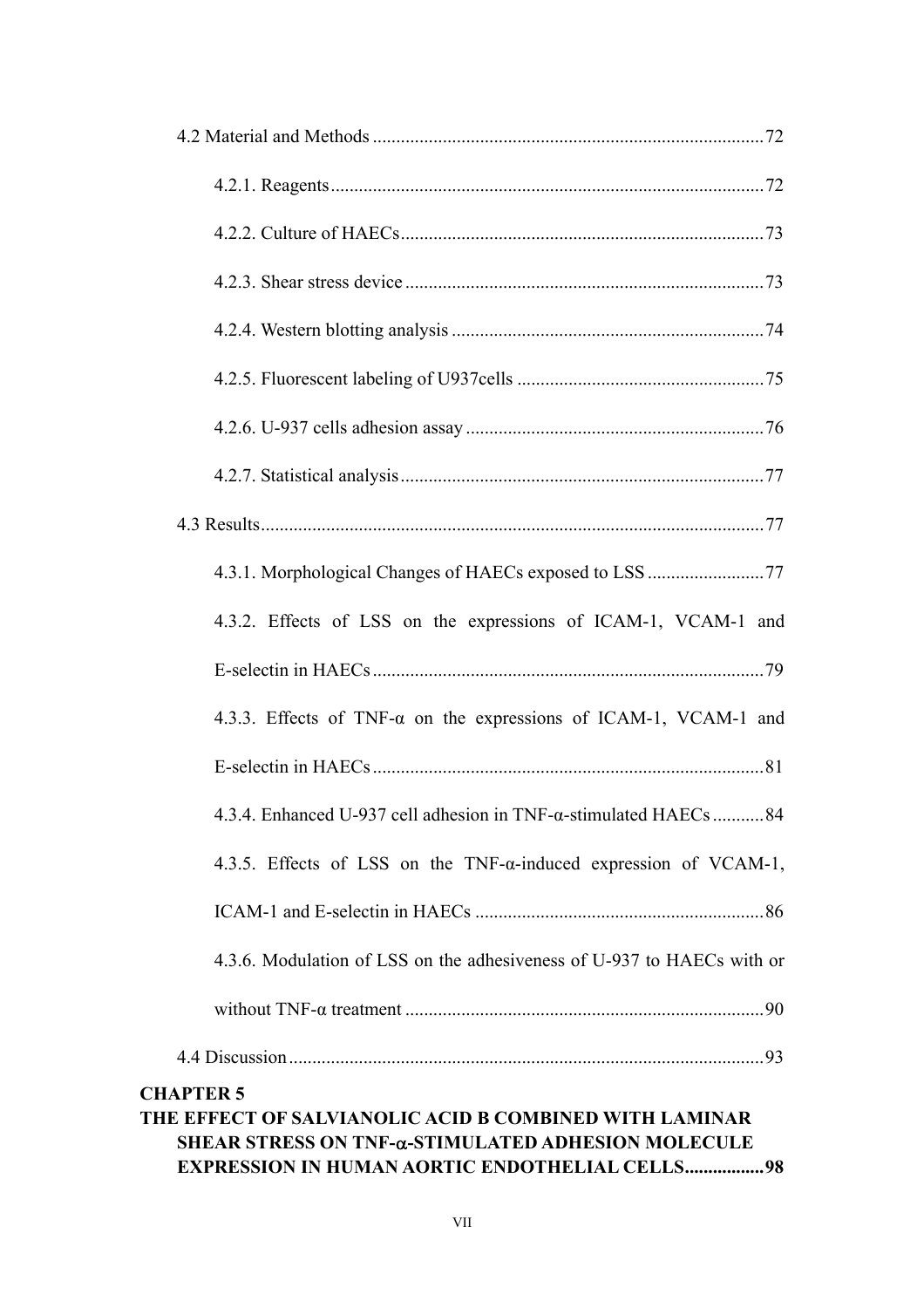4.2 Material and Methods ....................................................................................72

4.2.1. Reagents............................................................................................72

4.2.2. Culture of HAECs.............................................................................73

4.2.3. Shear stress device ............................................................................73

4.2.4. Western blotting analysis ..................................................................74

4.2.5. Fluorescent labeling of U937cells .....................................................75

4.2.6. U-937 cells adhesion assay ................................................................76

4.2.7. Statistical analysis..............................................................................77

4.3 Results............................................................................................................77

4.3.1. Morphological Changes of HAECs exposed to LSS .........................77

4.3.2. Effects of LSS on the expressions of ICAM-1, VCAM-1 and E-selectin in HAECs...................................................................................79

4.3.3. Effects of TNF-α on the expressions of ICAM-1, VCAM-1 and E-selectin in HAECs...................................................................................81

4.3.4. Enhanced U-937 cell adhesion in TNF-α-stimulated HAECs ...........84

4.3.5. Effects of LSS on the TNF-α-induced expression of VCAM-1, ICAM-1 and E-selectin in HAECs .............................................................86

4.3.6. Modulation of LSS on the adhesiveness of U-937 to HAECs with or without TNF-α treatment ............................................................................90

4.4 Discussion......................................................................................................93

**CHAPTER 5**
**THE EFFECT OF SALVIANOLIC ACID B COMBINED WITH LAMINAR SHEAR STRESS ON TNF-α-STIMULATED ADHESION MOLECULE EXPRESSION IN HUMAN AORTIC ENDOTHELIAL CELLS.................98**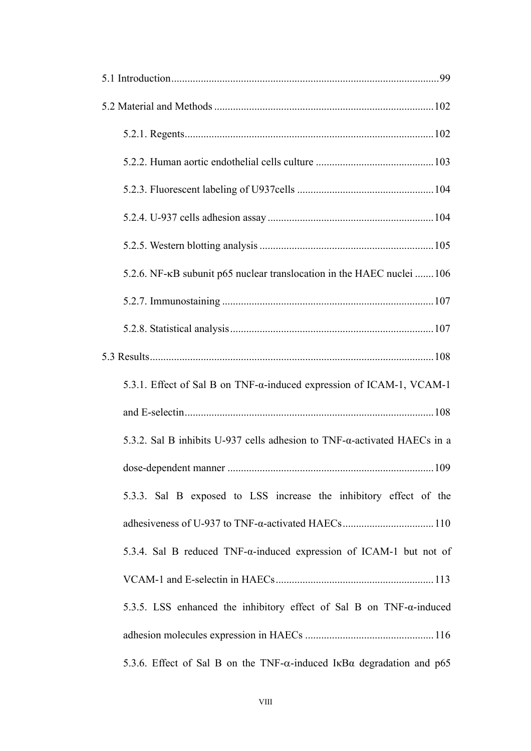5.1 Introduction .......... 99

5.2 Material and Methods .......... 102

- 5.2.1. Regents .......... 102
- 5.2.2. Human aortic endothelial cells culture .......... 103
- 5.2.3. Fluorescent labeling of U937cells .......... 104
- 5.2.4. U-937 cells adhesion assay .......... 104
- 5.2.5. Western blotting analysis .......... 105
- 5.2.6. NF-κB subunit p65 nuclear translocation in the HAEC nuclei .......... 106
- 5.2.7. Immunostaining .......... 107
- 5.2.8. Statistical analysis .......... 107

5.3 Results .......... 108

- 5.3.1. Effect of Sal B on TNF-α-induced expression of ICAM-1, VCAM-1 and E-selectin .......... 108
- 5.3.2. Sal B inhibits U-937 cells adhesion to TNF-α-activated HAECs in a dose-dependent manner .......... 109
- 5.3.3. Sal B exposed to LSS increase the inhibitory effect of the adhesiveness of U-937 to TNF-α-activated HAECs .......... 110
- 5.3.4. Sal B reduced TNF-α-induced expression of ICAM-1 but not of VCAM-1 and E-selectin in HAECs .......... 113
- 5.3.5. LSS enhanced the inhibitory effect of Sal B on TNF-α-induced adhesion molecules expression in HAECs .......... 116
- 5.3.6. Effect of Sal B on the TNF-α-induced IκBα degradation and p65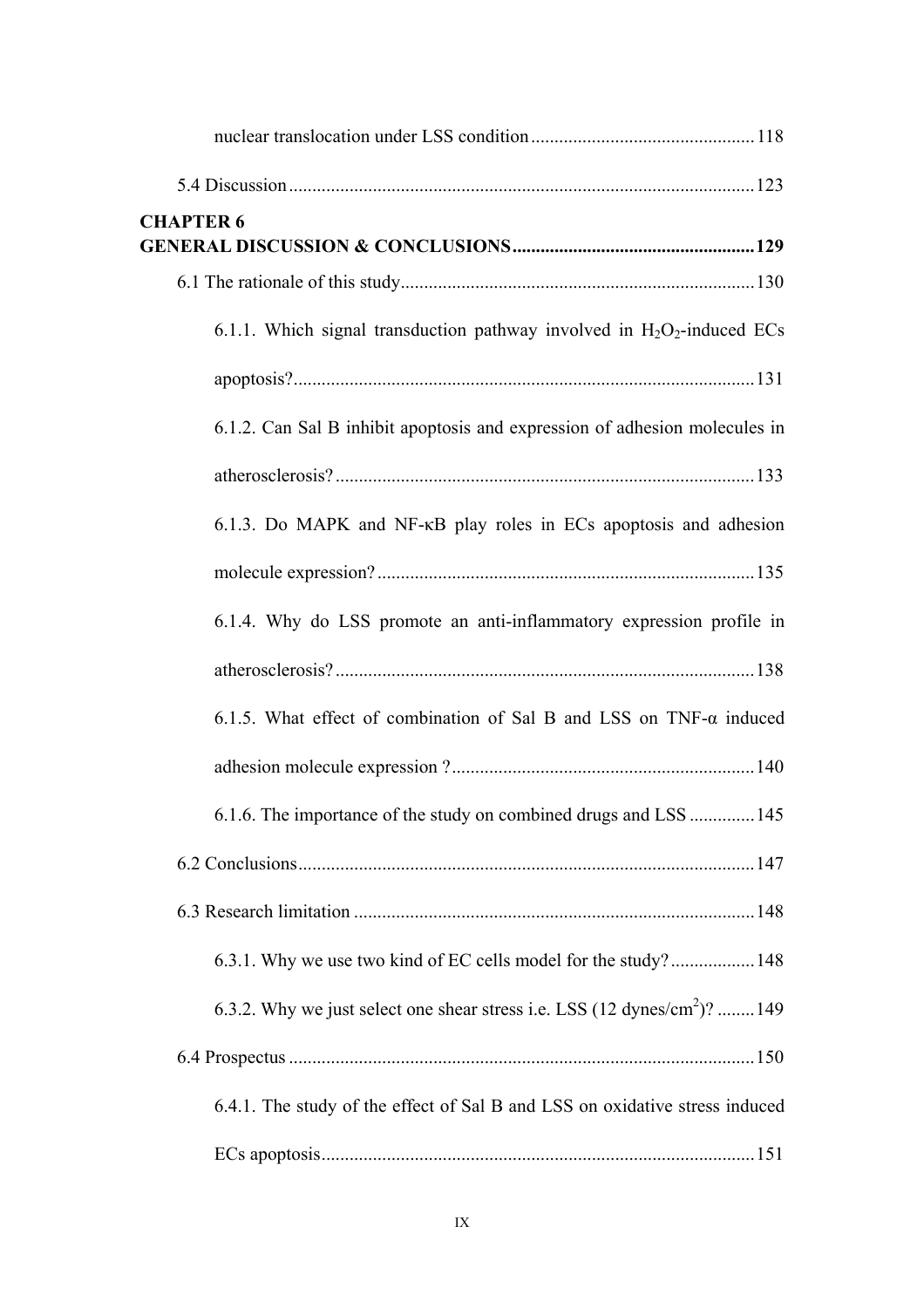nuclear translocation under LSS condition ............................................... 118

5.4 Discussion ................................................................................................ 123

**CHAPTER 6**
**GENERAL DISCUSSION & CONCLUSIONS ................................................... 129**

6.1 The rationale of this study ........................................................................ 130

6.1.1. Which signal transduction pathway involved in $H_2O_2$-induced ECs apoptosis? ................................................................................................ 131

6.1.2. Can Sal B inhibit apoptosis and expression of adhesion molecules in atherosclerosis? ........................................................................................ 133

6.1.3. Do MAPK and NF-κB play roles in ECs apoptosis and adhesion molecule expression? ................................................................................ 135

6.1.4. Why do LSS promote an anti-inflammatory expression profile in atherosclerosis? ........................................................................................ 138

6.1.5. What effect of combination of Sal B and LSS on TNF-α induced adhesion molecule expression ? ................................................................ 140

6.1.6. The importance of the study on combined drugs and LSS ............. 145

6.2 Conclusions ................................................................................................ 147

6.3 Research limitation ..................................................................................... 148

6.3.1. Why we use two kind of EC cells model for the study? .................. 148

6.3.2. Why we just select one shear stress i.e. LSS (12 dynes/$cm^2$)? ........ 149

6.4 Prospectus .................................................................................................. 150

6.4.1. The study of the effect of Sal B and LSS on oxidative stress induced ECs apoptosis ............................................................................................ 151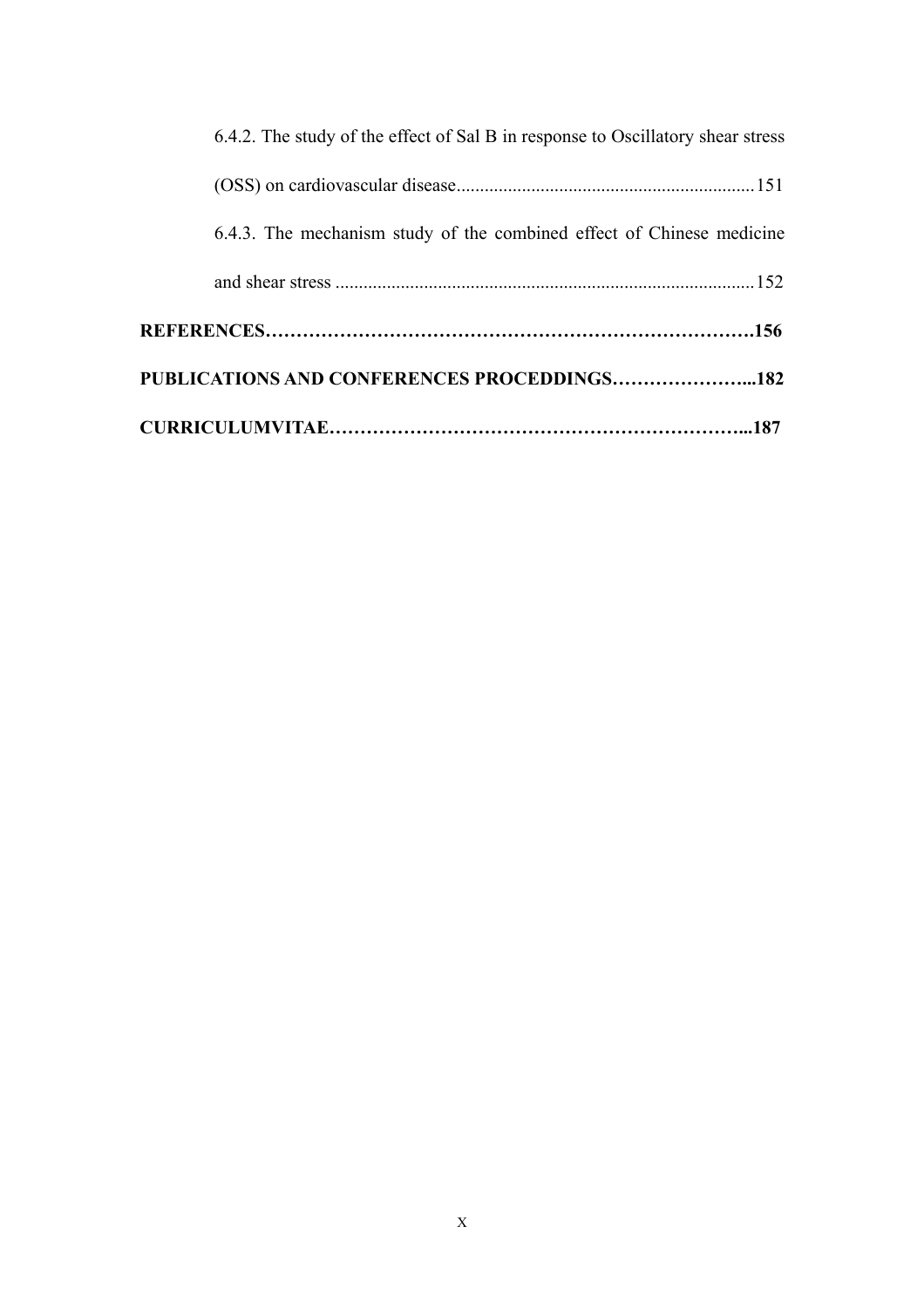6.4.2. The study of the effect of Sal B in response to Oscillatory shear stress (OSS) on cardiovascular disease................................................................151

6.4.3. The mechanism study of the combined effect of Chinese medicine and shear stress ..........................................................................................152

**REFERENCES…………………………………………………………………….156**

**PUBLICATIONS AND CONFERENCES PROCEDDINGS…………………...182**

**CURRICULUMVITAE…………………………………………………………...187**